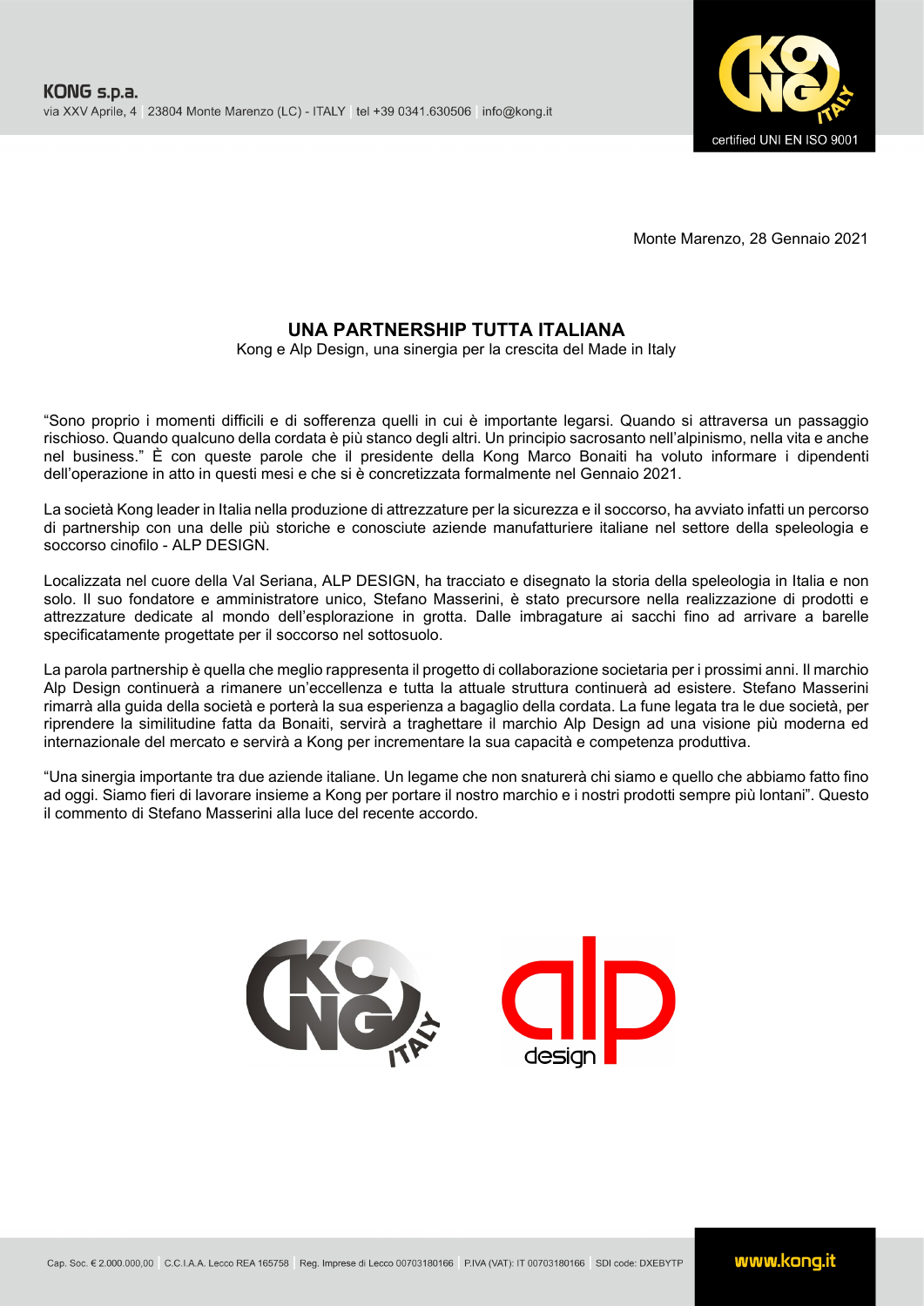**KONG s.p.a.**
via XXV Aprile, 4 | 23804 Monte Marenzo (LC) - ITALY | tel +39 0341.630506 | info@kong.it

certified UNI EN ISO 9001

Monte Marenzo, 28 Gennaio 2021

## UNA PARTNERSHIP TUTTA ITALIANA

Kong e Alp Design, una sinergia per la crescita del Made in Italy

"Sono proprio i momenti difficili e di sofferenza quelli in cui è importante legarsi. Quando si attraversa un passaggio rischioso. Quando qualcuno della cordata è più stanco degli altri. Un principio sacrosanto nell'alpinismo, nella vita e anche nel business." È con queste parole che il presidente della Kong Marco Bonaiti ha voluto informare i dipendenti dell'operazione in atto in questi mesi e che si è concretizzata formalmente nel Gennaio 2021.

La società Kong leader in Italia nella produzione di attrezzature per la sicurezza e il soccorso, ha avviato infatti un percorso di partnership con una delle più storiche e conosciute aziende manufatturiere italiane nel settore della speleologia e soccorso cinofilo - ALP DESIGN.

Localizzata nel cuore della Val Seriana, ALP DESIGN, ha tracciato e disegnato la storia della speleologia in Italia e non solo. Il suo fondatore e amministratore unico, Stefano Masserini, è stato precursore nella realizzazione di prodotti e attrezzature dedicate al mondo dell'esplorazione in grotta. Dalle imbragature ai sacchi fino ad arrivare a barelle specificatamente progettate per il soccorso nel sottosuolo.

La parola partnership è quella che meglio rappresenta il progetto di collaborazione societaria per i prossimi anni. Il marchio Alp Design continuerà a rimanere un'eccellenza e tutta la attuale struttura continuerà ad esistere. Stefano Masserini rimarrà alla guida della società e porterà la sua esperienza a bagaglio della cordata. La fune legata tra le due società, per riprendere la similitudine fatta da Bonaiti, servirà a traghettare il marchio Alp Design ad una visione più moderna ed internazionale del mercato e servirà a Kong per incrementare la sua capacità e competenza produttiva.

"Una sinergia importante tra due aziende italiane. Un legame che non snaturerà chi siamo e quello che abbiamo fatto fino ad oggi. Siamo fieri di lavorare insieme a Kong per portare il nostro marchio e i nostri prodotti sempre più lontani". Questo il commento di Stefano Masserini alla luce del recente accordo.

Cap. Soc. € 2.000.000,00 | C.C.I.A.A. Lecco REA 165758 | Reg. Imprese di Lecco 00703180166 | P.IVA (VAT): IT 00703180166 | SDI code: DXEBYTP

www.kong.it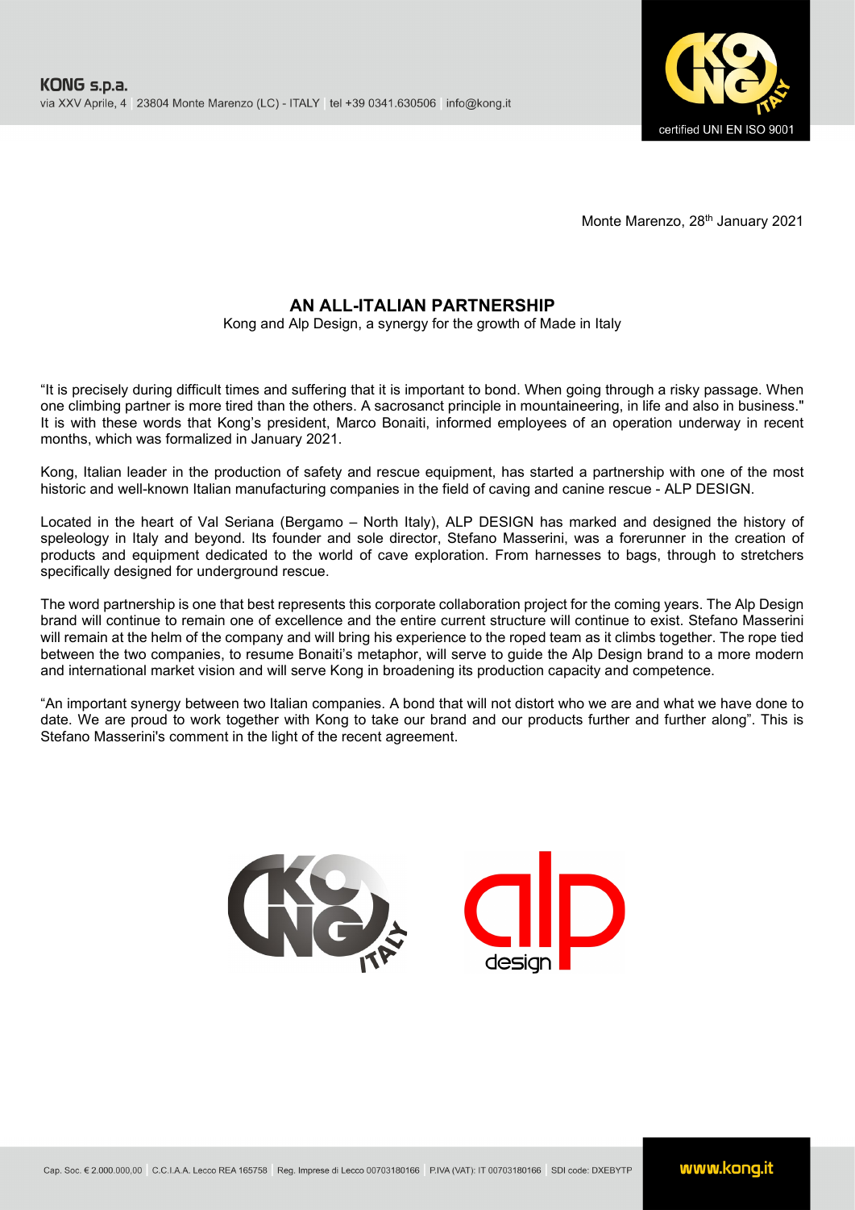Monte Marenzo, 28th January 2021

## AN ALL-ITALIAN PARTNERSHIP

Kong and Alp Design, a synergy for the growth of Made in Italy

"It is precisely during difficult times and suffering that it is important to bond. When going through a risky passage. When one climbing partner is more tired than the others. A sacrosanct principle in mountaineering, in life and also in business." It is with these words that Kong's president, Marco Bonaiti, informed employees of an operation underway in recent months, which was formalized in January 2021.

Kong, Italian leader in the production of safety and rescue equipment, has started a partnership with one of the most historic and well-known Italian manufacturing companies in the field of caving and canine rescue - ALP DESIGN.

Located in the heart of Val Seriana (Bergamo – North Italy), ALP DESIGN has marked and designed the history of speleology in Italy and beyond. Its founder and sole director, Stefano Masserini, was a forerunner in the creation of products and equipment dedicated to the world of cave exploration. From harnesses to bags, through to stretchers specifically designed for underground rescue.

The word partnership is one that best represents this corporate collaboration project for the coming years. The Alp Design brand will continue to remain one of excellence and the entire current structure will continue to exist. Stefano Masserini will remain at the helm of the company and will bring his experience to the roped team as it climbs together. The rope tied between the two companies, to resume Bonaiti's metaphor, will serve to guide the Alp Design brand to a more modern and international market vision and will serve Kong in broadening its production capacity and competence.

"An important synergy between two Italian companies. A bond that will not distort who we are and what we have done to date. We are proud to work together with Kong to take our brand and our products further and further along". This is Stefano Masserini's comment in the light of the recent agreement.